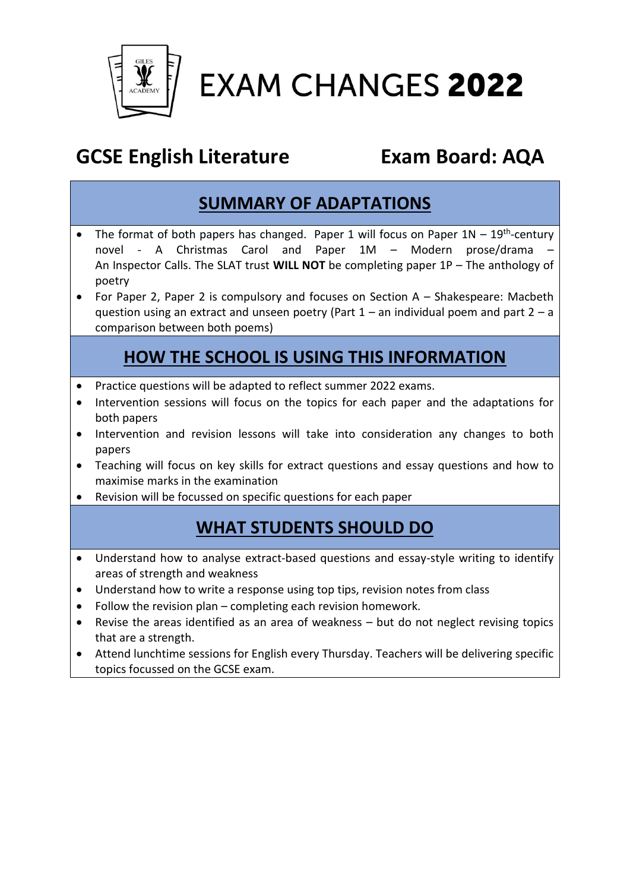# EXAM CHANGES **2022**

## GCSE English Literature — Exam Board: AQA

## SUMMARY OF ADAPTATIONS

- The format of both papers has changed. Paper 1 will focus on Paper 1N – 19th-century novel - A Christmas Carol and Paper 1M – Modern prose/drama – An Inspector Calls. The SLAT trust **WILL NOT** be completing paper 1P – The anthology of poetry
- For Paper 2, Paper 2 is compulsory and focuses on Section A – Shakespeare: Macbeth question using an extract and unseen poetry (Part 1 – an individual poem and part 2 – a comparison between both poems)

## HOW THE SCHOOL IS USING THIS INFORMATION

- Practice questions will be adapted to reflect summer 2022 exams.
- Intervention sessions will focus on the topics for each paper and the adaptations for both papers
- Intervention and revision lessons will take into consideration any changes to both papers
- Teaching will focus on key skills for extract questions and essay questions and how to maximise marks in the examination
- Revision will be focussed on specific questions for each paper

## WHAT STUDENTS SHOULD DO

- Understand how to analyse extract-based questions and essay-style writing to identify areas of strength and weakness
- Understand how to write a response using top tips, revision notes from class
- Follow the revision plan – completing each revision homework.
- Revise the areas identified as an area of weakness – but do not neglect revising topics that are a strength.
- Attend lunchtime sessions for English every Thursday. Teachers will be delivering specific topics focussed on the GCSE exam.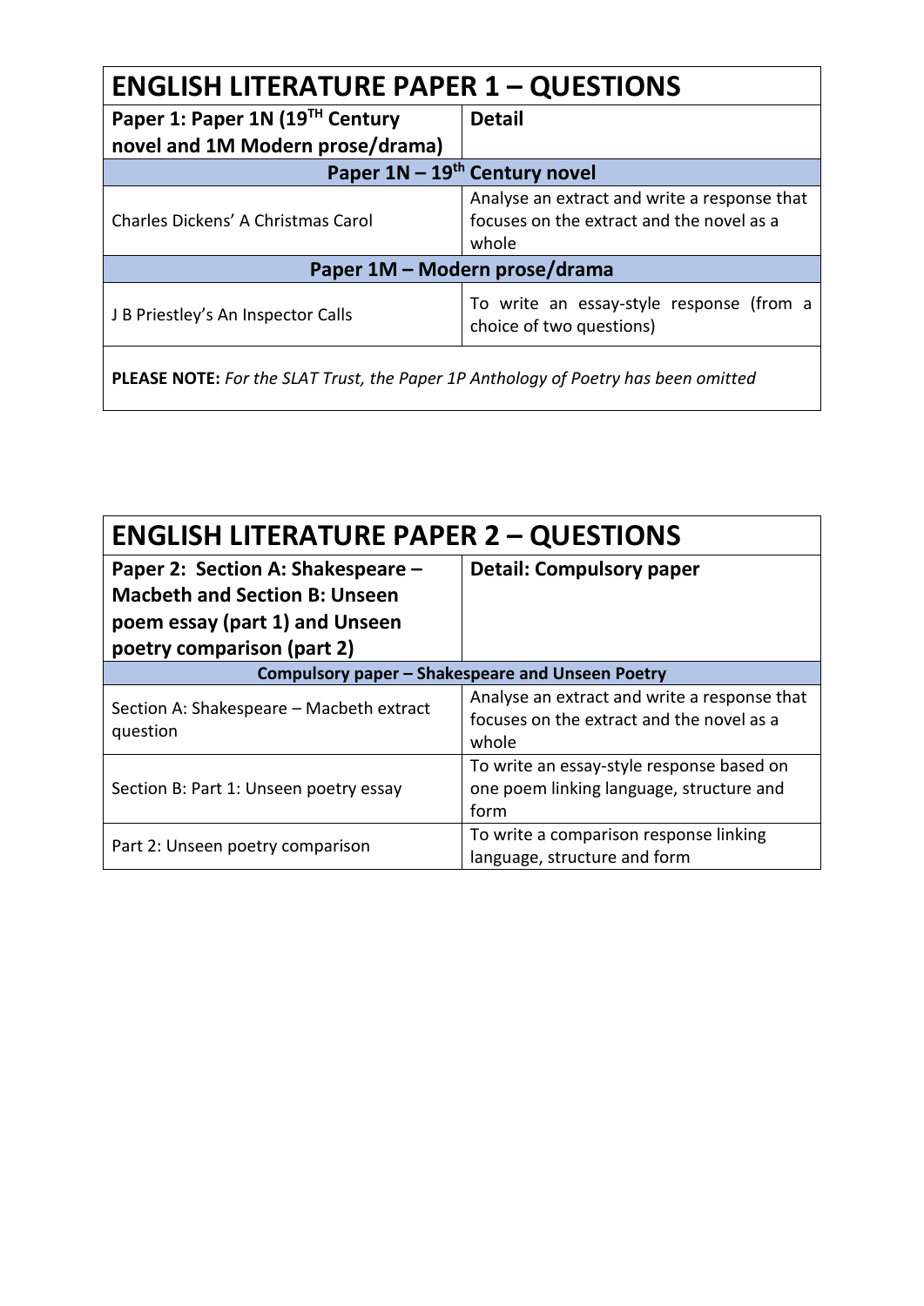# ENGLISH LITERATURE PAPER 1 – QUESTIONS

| Paper 1: Paper 1N (19TH Century novel and 1M Modern prose/drama) | Detail |
| --- | --- |
| **Paper 1N – 19th Century novel** | |
| Charles Dickens' A Christmas Carol | Analyse an extract and write a response that focuses on the extract and the novel as a whole |
| **Paper 1M – Modern prose/drama** | |
| J B Priestley's An Inspector Calls | To write an essay-style response (from a choice of two questions) |
| **PLEASE NOTE:** *For the SLAT Trust, the Paper 1P Anthology of Poetry has been omitted* | |

# ENGLISH LITERATURE PAPER 2 – QUESTIONS

| Paper 2: Section A: Shakespeare – Macbeth and Section B: Unseen poem essay (part 1) and Unseen poetry comparison (part 2) | Detail: Compulsory paper |
| --- | --- |
| **Compulsory paper – Shakespeare and Unseen Poetry** | |
| Section A: Shakespeare – Macbeth extract question | Analyse an extract and write a response that focuses on the extract and the novel as a whole |
| Section B: Part 1: Unseen poetry essay | To write an essay-style response based on one poem linking language, structure and form |
| Part 2: Unseen poetry comparison | To write a comparison response linking language, structure and form |